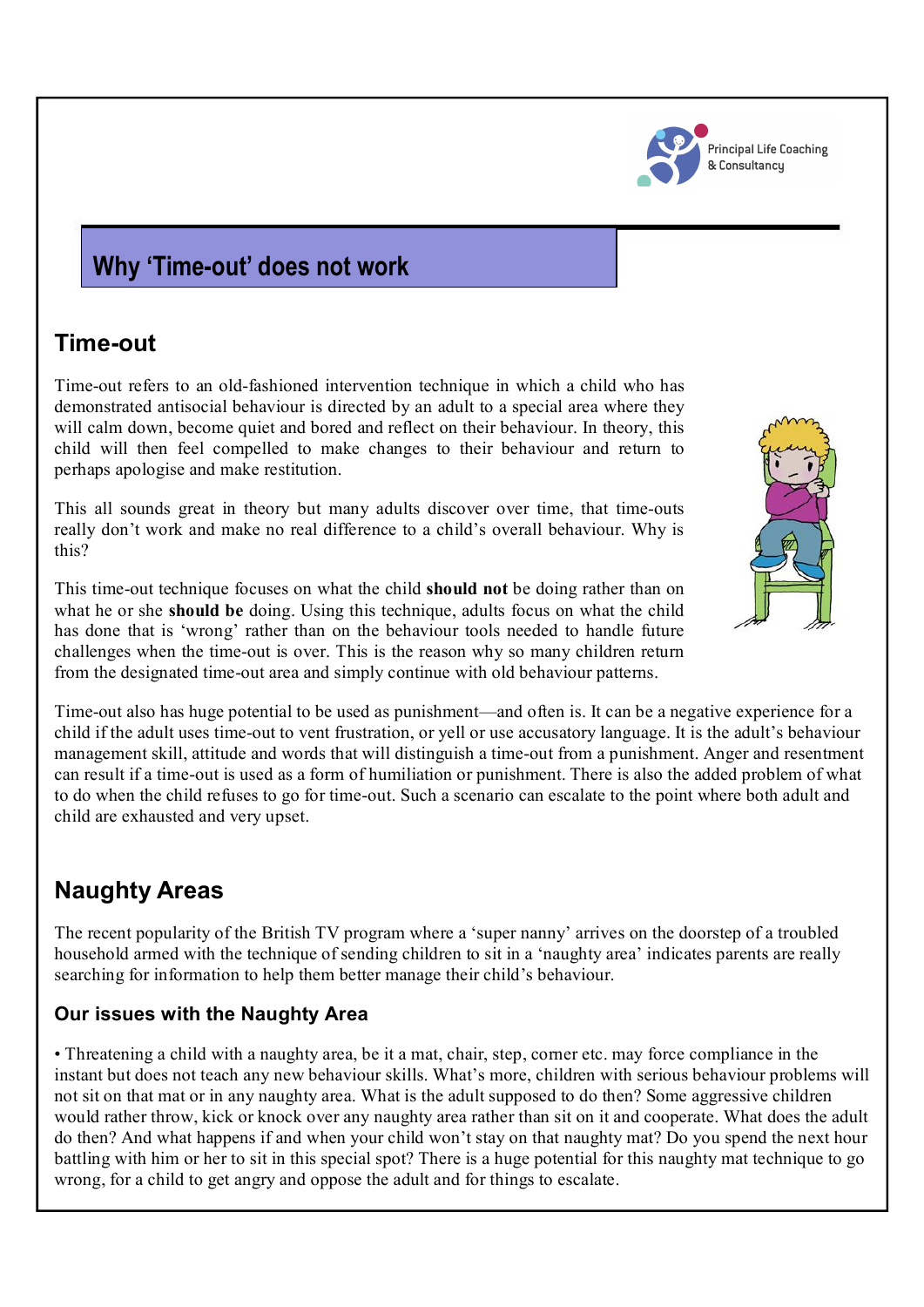Principal Life Coaching & Consultancy

# Why 'Time-out' does not work

## Time-out

Time-out refers to an old-fashioned intervention technique in which a child who has demonstrated antisocial behaviour is directed by an adult to a special area where they will calm down, become quiet and bored and reflect on their behaviour. In theory, this child will then feel compelled to make changes to their behaviour and return to perhaps apologise and make restitution.

This all sounds great in theory but many adults discover over time, that time-outs really don't work and make no real difference to a child's overall behaviour. Why is this?

This time-out technique focuses on what the child **should not** be doing rather than on what he or she **should be** doing. Using this technique, adults focus on what the child has done that is 'wrong' rather than on the behaviour tools needed to handle future challenges when the time-out is over. This is the reason why so many children return from the designated time-out area and simply continue with old behaviour patterns.

Time-out also has huge potential to be used as punishment—and often is. It can be a negative experience for a child if the adult uses time-out to vent frustration, or yell or use accusatory language. It is the adult's behaviour management skill, attitude and words that will distinguish a time-out from a punishment. Anger and resentment can result if a time-out is used as a form of humiliation or punishment. There is also the added problem of what to do when the child refuses to go for time-out. Such a scenario can escalate to the point where both adult and child are exhausted and very upset.

## Naughty Areas

The recent popularity of the British TV program where a 'super nanny' arrives on the doorstep of a troubled household armed with the technique of sending children to sit in a 'naughty area' indicates parents are really searching for information to help them better manage their child's behaviour.

### Our issues with the Naughty Area

• Threatening a child with a naughty area, be it a mat, chair, step, corner etc. may force compliance in the instant but does not teach any new behaviour skills. What's more, children with serious behaviour problems will not sit on that mat or in any naughty area. What is the adult supposed to do then? Some aggressive children would rather throw, kick or knock over any naughty area rather than sit on it and cooperate. What does the adult do then? And what happens if and when your child won't stay on that naughty mat? Do you spend the next hour battling with him or her to sit in this special spot? There is a huge potential for this naughty mat technique to go wrong, for a child to get angry and oppose the adult and for things to escalate.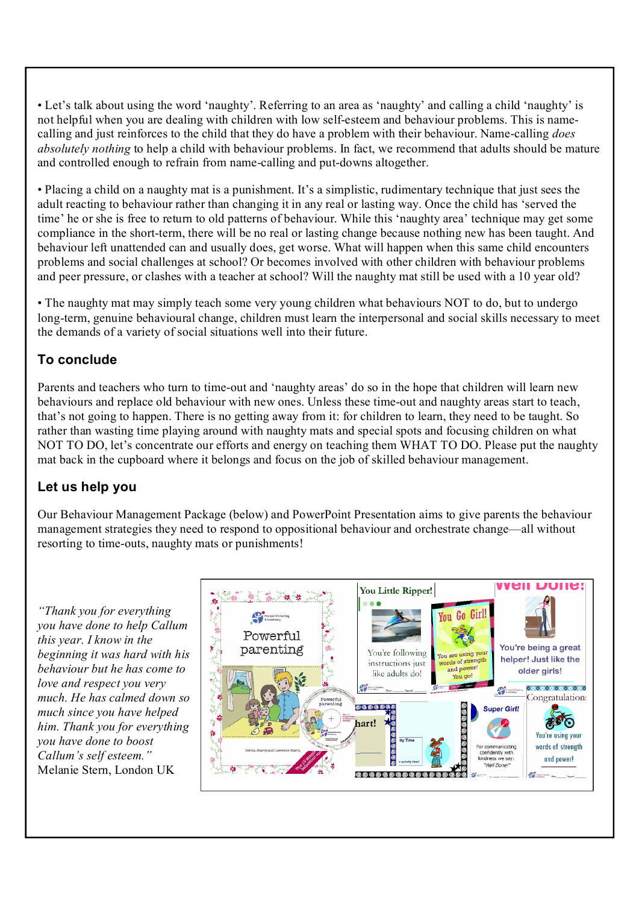• Let's talk about using the word 'naughty'. Referring to an area as 'naughty' and calling a child 'naughty' is not helpful when you are dealing with children with low self-esteem and behaviour problems. This is name-calling and just reinforces to the child that they do have a problem with their behaviour. Name-calling *does absolutely nothing* to help a child with behaviour problems. In fact, we recommend that adults should be mature and controlled enough to refrain from name-calling and put-downs altogether.

• Placing a child on a naughty mat is a punishment. It's a simplistic, rudimentary technique that just sees the adult reacting to behaviour rather than changing it in any real or lasting way. Once the child has 'served the time' he or she is free to return to old patterns of behaviour. While this 'naughty area' technique may get some compliance in the short-term, there will be no real or lasting change because nothing new has been taught. And behaviour left unattended can and usually does, get worse. What will happen when this same child encounters problems and social challenges at school? Or becomes involved with other children with behaviour problems and peer pressure, or clashes with a teacher at school? Will the naughty mat still be used with a 10 year old?

• The naughty mat may simply teach some very young children what behaviours NOT to do, but to undergo long-term, genuine behavioural change, children must learn the interpersonal and social skills necessary to meet the demands of a variety of social situations well into their future.

### To conclude

Parents and teachers who turn to time-out and 'naughty areas' do so in the hope that children will learn new behaviours and replace old behaviour with new ones. Unless these time-out and naughty areas start to teach, that's not going to happen. There is no getting away from it: for children to learn, they need to be taught. So rather than wasting time playing around with naughty mats and special spots and focusing children on what NOT TO DO, let's concentrate our efforts and energy on teaching them WHAT TO DO. Please put the naughty mat back in the cupboard where it belongs and focus on the job of skilled behaviour management.

### Let us help you

Our Behaviour Management Package (below) and PowerPoint Presentation aims to give parents the behaviour management strategies they need to respond to oppositional behaviour and orchestrate change—all without resorting to time-outs, naughty mats or punishments!

*"Thank you for everything you have done to help Callum this year. I know in the beginning it was hard with his behaviour but he has come to love and respect you very much. He has calmed down so much since you have helped him. Thank you for everything you have done to boost Callum's self esteem."*
Melanie Stern, London UK